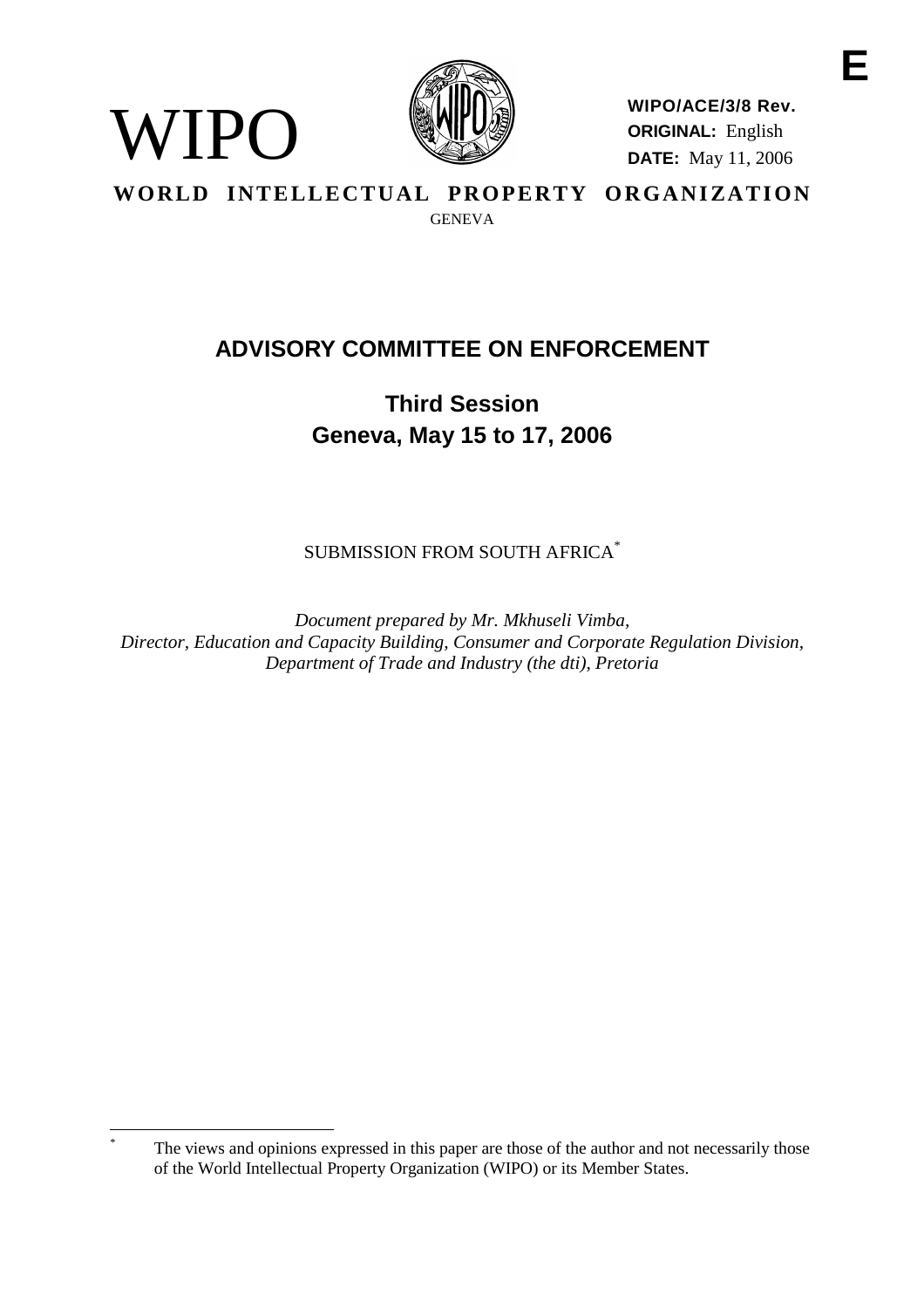E

WIPO

**WIPO/ACE/3/8 Rev.**
**ORIGINAL:** English
**DATE:** May 11, 2006

**WORLD INTELLECTUAL PROPERTY ORGANIZATION**
GENEVA

# ADVISORY COMMITTEE ON ENFORCEMENT

## Third Session
## Geneva, May 15 to 17, 2006

SUBMISSION FROM SOUTH AFRICA*

*Document prepared by Mr. Mkhuseli Vimba,*
*Director, Education and Capacity Building, Consumer and Corporate Regulation Division,*
*Department of Trade and Industry (the dti), Pretoria*

---

\* The views and opinions expressed in this paper are those of the author and not necessarily those of the World Intellectual Property Organization (WIPO) or its Member States.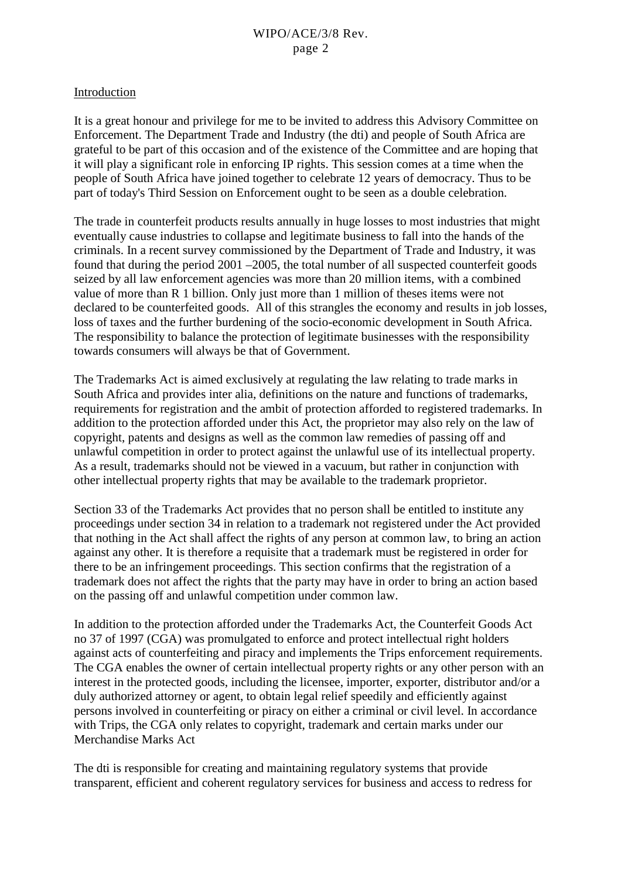Introduction

It is a great honour and privilege for me to be invited to address this Advisory Committee on Enforcement. The Department Trade and Industry (the dti) and people of South Africa are grateful to be part of this occasion and of the existence of the Committee and are hoping that it will play a significant role in enforcing IP rights. This session comes at a time when the people of South Africa have joined together to celebrate 12 years of democracy. Thus to be part of today's Third Session on Enforcement ought to be seen as a double celebration.

The trade in counterfeit products results annually in huge losses to most industries that might eventually cause industries to collapse and legitimate business to fall into the hands of the criminals. In a recent survey commissioned by the Department of Trade and Industry, it was found that during the period 2001 –2005, the total number of all suspected counterfeit goods seized by all law enforcement agencies was more than 20 million items, with a combined value of more than R 1 billion. Only just more than 1 million of theses items were not declared to be counterfeited goods. All of this strangles the economy and results in job losses, loss of taxes and the further burdening of the socio-economic development in South Africa. The responsibility to balance the protection of legitimate businesses with the responsibility towards consumers will always be that of Government.

The Trademarks Act is aimed exclusively at regulating the law relating to trade marks in South Africa and provides inter alia, definitions on the nature and functions of trademarks, requirements for registration and the ambit of protection afforded to registered trademarks. In addition to the protection afforded under this Act, the proprietor may also rely on the law of copyright, patents and designs as well as the common law remedies of passing off and unlawful competition in order to protect against the unlawful use of its intellectual property. As a result, trademarks should not be viewed in a vacuum, but rather in conjunction with other intellectual property rights that may be available to the trademark proprietor.

Section 33 of the Trademarks Act provides that no person shall be entitled to institute any proceedings under section 34 in relation to a trademark not registered under the Act provided that nothing in the Act shall affect the rights of any person at common law, to bring an action against any other. It is therefore a requisite that a trademark must be registered in order for there to be an infringement proceedings. This section confirms that the registration of a trademark does not affect the rights that the party may have in order to bring an action based on the passing off and unlawful competition under common law.

In addition to the protection afforded under the Trademarks Act, the Counterfeit Goods Act no 37 of 1997 (CGA) was promulgated to enforce and protect intellectual right holders against acts of counterfeiting and piracy and implements the Trips enforcement requirements. The CGA enables the owner of certain intellectual property rights or any other person with an interest in the protected goods, including the licensee, importer, exporter, distributor and/or a duly authorized attorney or agent, to obtain legal relief speedily and efficiently against persons involved in counterfeiting or piracy on either a criminal or civil level. In accordance with Trips, the CGA only relates to copyright, trademark and certain marks under our Merchandise Marks Act

The dti is responsible for creating and maintaining regulatory systems that provide transparent, efficient and coherent regulatory services for business and access to redress for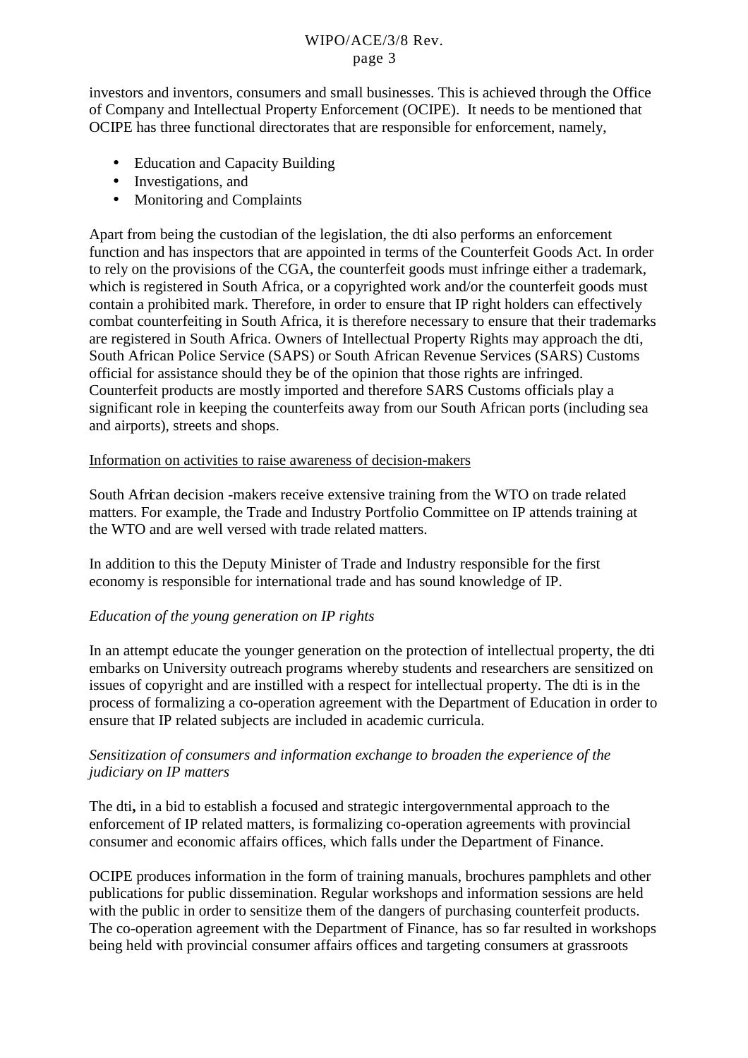investors and inventors, consumers and small businesses. This is achieved through the Office of Company and Intellectual Property Enforcement (OCIPE). It needs to be mentioned that OCIPE has three functional directorates that are responsible for enforcement, namely,

- Education and Capacity Building
- Investigations, and
- Monitoring and Complaints

Apart from being the custodian of the legislation, the dti also performs an enforcement function and has inspectors that are appointed in terms of the Counterfeit Goods Act. In order to rely on the provisions of the CGA, the counterfeit goods must infringe either a trademark, which is registered in South Africa, or a copyrighted work and/or the counterfeit goods must contain a prohibited mark. Therefore, in order to ensure that IP right holders can effectively combat counterfeiting in South Africa, it is therefore necessary to ensure that their trademarks are registered in South Africa. Owners of Intellectual Property Rights may approach the dti, South African Police Service (SAPS) or South African Revenue Services (SARS) Customs official for assistance should they be of the opinion that those rights are infringed. Counterfeit products are mostly imported and therefore SARS Customs officials play a significant role in keeping the counterfeits away from our South African ports (including sea and airports), streets and shops.

<u>Information on activities to raise awareness of decision-makers</u>

South African decision -makers receive extensive training from the WTO on trade related matters. For example, the Trade and Industry Portfolio Committee on IP attends training at the WTO and are well versed with trade related matters.

In addition to this the Deputy Minister of Trade and Industry responsible for the first economy is responsible for international trade and has sound knowledge of IP.

*Education of the young generation on IP rights*

In an attempt educate the younger generation on the protection of intellectual property, the dti embarks on University outreach programs whereby students and researchers are sensitized on issues of copyright and are instilled with a respect for intellectual property. The dti is in the process of formalizing a co-operation agreement with the Department of Education in order to ensure that IP related subjects are included in academic curricula.

*Sensitization of consumers and information exchange to broaden the experience of the judiciary on IP matters*

The dti**,** in a bid to establish a focused and strategic intergovernmental approach to the enforcement of IP related matters, is formalizing co-operation agreements with provincial consumer and economic affairs offices, which falls under the Department of Finance.

OCIPE produces information in the form of training manuals, brochures pamphlets and other publications for public dissemination. Regular workshops and information sessions are held with the public in order to sensitize them of the dangers of purchasing counterfeit products. The co-operation agreement with the Department of Finance, has so far resulted in workshops being held with provincial consumer affairs offices and targeting consumers at grassroots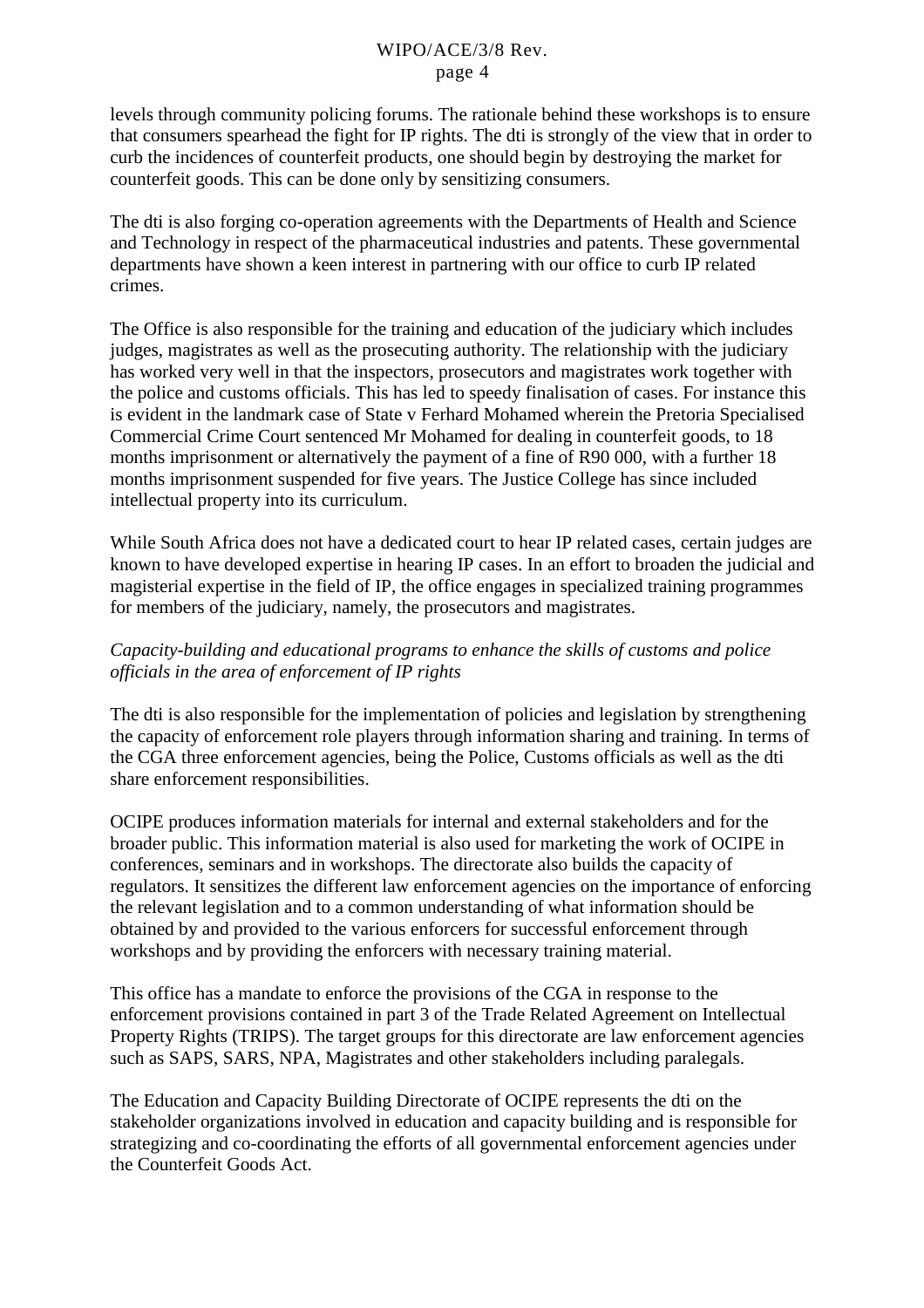levels through community policing forums. The rationale behind these workshops is to ensure that consumers spearhead the fight for IP rights. The dti is strongly of the view that in order to curb the incidences of counterfeit products, one should begin by destroying the market for counterfeit goods. This can be done only by sensitizing consumers.

The dti is also forging co-operation agreements with the Departments of Health and Science and Technology in respect of the pharmaceutical industries and patents. These governmental departments have shown a keen interest in partnering with our office to curb IP related crimes.

The Office is also responsible for the training and education of the judiciary which includes judges, magistrates as well as the prosecuting authority. The relationship with the judiciary has worked very well in that the inspectors, prosecutors and magistrates work together with the police and customs officials. This has led to speedy finalisation of cases. For instance this is evident in the landmark case of State v Ferhard Mohamed wherein the Pretoria Specialised Commercial Crime Court sentenced Mr Mohamed for dealing in counterfeit goods, to 18 months imprisonment or alternatively the payment of a fine of R90 000, with a further 18 months imprisonment suspended for five years. The Justice College has since included intellectual property into its curriculum.

While South Africa does not have a dedicated court to hear IP related cases, certain judges are known to have developed expertise in hearing IP cases. In an effort to broaden the judicial and magisterial expertise in the field of IP, the office engages in specialized training programmes for members of the judiciary, namely, the prosecutors and magistrates.

*Capacity-building and educational programs to enhance the skills of customs and police officials in the area of enforcement of IP rights*

The dti is also responsible for the implementation of policies and legislation by strengthening the capacity of enforcement role players through information sharing and training. In terms of the CGA three enforcement agencies, being the Police, Customs officials as well as the dti share enforcement responsibilities.

OCIPE produces information materials for internal and external stakeholders and for the broader public. This information material is also used for marketing the work of OCIPE in conferences, seminars and in workshops. The directorate also builds the capacity of regulators. It sensitizes the different law enforcement agencies on the importance of enforcing the relevant legislation and to a common understanding of what information should be obtained by and provided to the various enforcers for successful enforcement through workshops and by providing the enforcers with necessary training material.

This office has a mandate to enforce the provisions of the CGA in response to the enforcement provisions contained in part 3 of the Trade Related Agreement on Intellectual Property Rights (TRIPS). The target groups for this directorate are law enforcement agencies such as SAPS, SARS, NPA, Magistrates and other stakeholders including paralegals.

The Education and Capacity Building Directorate of OCIPE represents the dti on the stakeholder organizations involved in education and capacity building and is responsible for strategizing and co-coordinating the efforts of all governmental enforcement agencies under the Counterfeit Goods Act.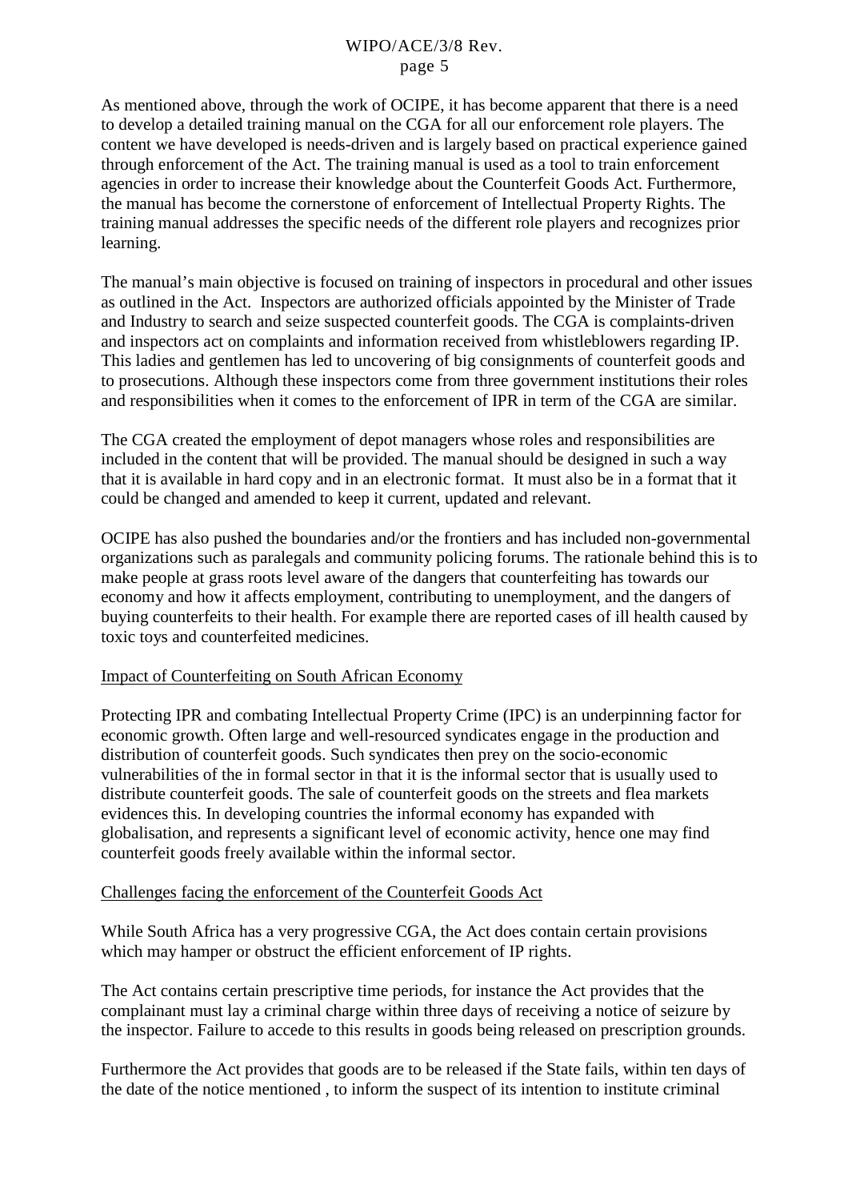As mentioned above, through the work of OCIPE, it has become apparent that there is a need to develop a detailed training manual on the CGA for all our enforcement role players. The content we have developed is needs-driven and is largely based on practical experience gained through enforcement of the Act. The training manual is used as a tool to train enforcement agencies in order to increase their knowledge about the Counterfeit Goods Act. Furthermore, the manual has become the cornerstone of enforcement of Intellectual Property Rights. The training manual addresses the specific needs of the different role players and recognizes prior learning.

The manual's main objective is focused on training of inspectors in procedural and other issues as outlined in the Act. Inspectors are authorized officials appointed by the Minister of Trade and Industry to search and seize suspected counterfeit goods. The CGA is complaints-driven and inspectors act on complaints and information received from whistleblowers regarding IP. This ladies and gentlemen has led to uncovering of big consignments of counterfeit goods and to prosecutions. Although these inspectors come from three government institutions their roles and responsibilities when it comes to the enforcement of IPR in term of the CGA are similar.

The CGA created the employment of depot managers whose roles and responsibilities are included in the content that will be provided. The manual should be designed in such a way that it is available in hard copy and in an electronic format. It must also be in a format that it could be changed and amended to keep it current, updated and relevant.

OCIPE has also pushed the boundaries and/or the frontiers and has included non-governmental organizations such as paralegals and community policing forums. The rationale behind this is to make people at grass roots level aware of the dangers that counterfeiting has towards our economy and how it affects employment, contributing to unemployment, and the dangers of buying counterfeits to their health. For example there are reported cases of ill health caused by toxic toys and counterfeited medicines.

<u>Impact of Counterfeiting on South African Economy</u>

Protecting IPR and combating Intellectual Property Crime (IPC) is an underpinning factor for economic growth. Often large and well-resourced syndicates engage in the production and distribution of counterfeit goods. Such syndicates then prey on the socio-economic vulnerabilities of the in formal sector in that it is the informal sector that is usually used to distribute counterfeit goods. The sale of counterfeit goods on the streets and flea markets evidences this. In developing countries the informal economy has expanded with globalisation, and represents a significant level of economic activity, hence one may find counterfeit goods freely available within the informal sector.

<u>Challenges facing the enforcement of the Counterfeit Goods Act</u>

While South Africa has a very progressive CGA, the Act does contain certain provisions which may hamper or obstruct the efficient enforcement of IP rights.

The Act contains certain prescriptive time periods, for instance the Act provides that the complainant must lay a criminal charge within three days of receiving a notice of seizure by the inspector. Failure to accede to this results in goods being released on prescription grounds.

Furthermore the Act provides that goods are to be released if the State fails, within ten days of the date of the notice mentioned , to inform the suspect of its intention to institute criminal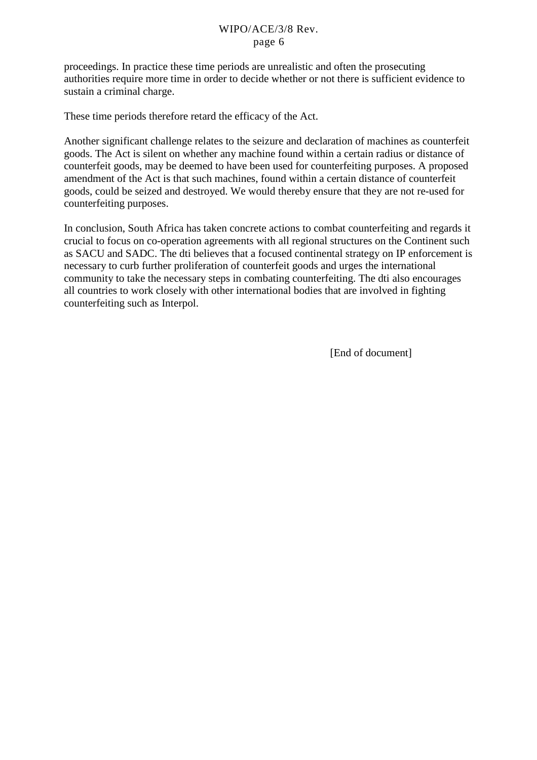proceedings. In practice these time periods are unrealistic and often the prosecuting authorities require more time in order to decide whether or not there is sufficient evidence to sustain a criminal charge.

These time periods therefore retard the efficacy of the Act.

Another significant challenge relates to the seizure and declaration of machines as counterfeit goods. The Act is silent on whether any machine found within a certain radius or distance of counterfeit goods, may be deemed to have been used for counterfeiting purposes. A proposed amendment of the Act is that such machines, found within a certain distance of counterfeit goods, could be seized and destroyed. We would thereby ensure that they are not re-used for counterfeiting purposes.

In conclusion, South Africa has taken concrete actions to combat counterfeiting and regards it crucial to focus on co-operation agreements with all regional structures on the Continent such as SACU and SADC. The dti believes that a focused continental strategy on IP enforcement is necessary to curb further proliferation of counterfeit goods and urges the international community to take the necessary steps in combating counterfeiting. The dti also encourages all countries to work closely with other international bodies that are involved in fighting counterfeiting such as Interpol.

[End of document]